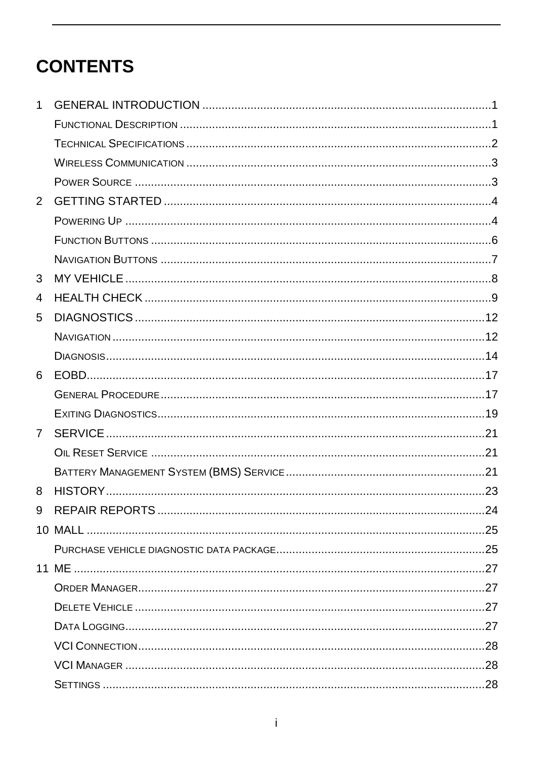# CONTENTS

1 GENERAL INTRODUCTION .......... 1
- Functional Description .......... 1
- Technical Specifications .......... 2
- Wireless Communication .......... 3
- Power Source .......... 3

2 GETTING STARTED .......... 4
- Powering Up .......... 4
- Function Buttons .......... 6
- Navigation Buttons .......... 7

3 MY VEHICLE .......... 8

4 HEALTH CHECK .......... 9

5 DIAGNOSTICS .......... 12
- Navigation .......... 12
- Diagnosis .......... 14

6 EOBD .......... 17
- General Procedure .......... 17
- Exiting Diagnostics .......... 19

7 SERVICE .......... 21
- Oil Reset Service .......... 21
- Battery Management System (BMS) Service .......... 21

8 HISTORY .......... 23

9 REPAIR REPORTS .......... 24

10 MALL .......... 25
- Purchase vehicle diagnostic data package .......... 25

11 ME .......... 27
- Order Manager .......... 27
- Delete Vehicle .......... 27
- Data Logging .......... 27
- VCI Connection .......... 28
- VCI Manager .......... 28
- Settings .......... 28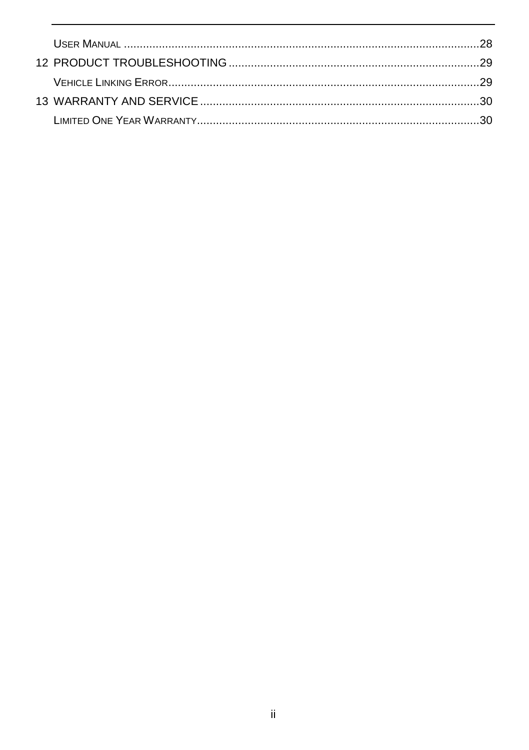User Manual ......................................................................................................28

12 PRODUCT TROUBLESHOOTING ......................................................................29

Vehicle Linking Error...........................................................................................29

13 WARRANTY AND SERVICE ..............................................................................30

Limited One Year Warranty.................................................................................30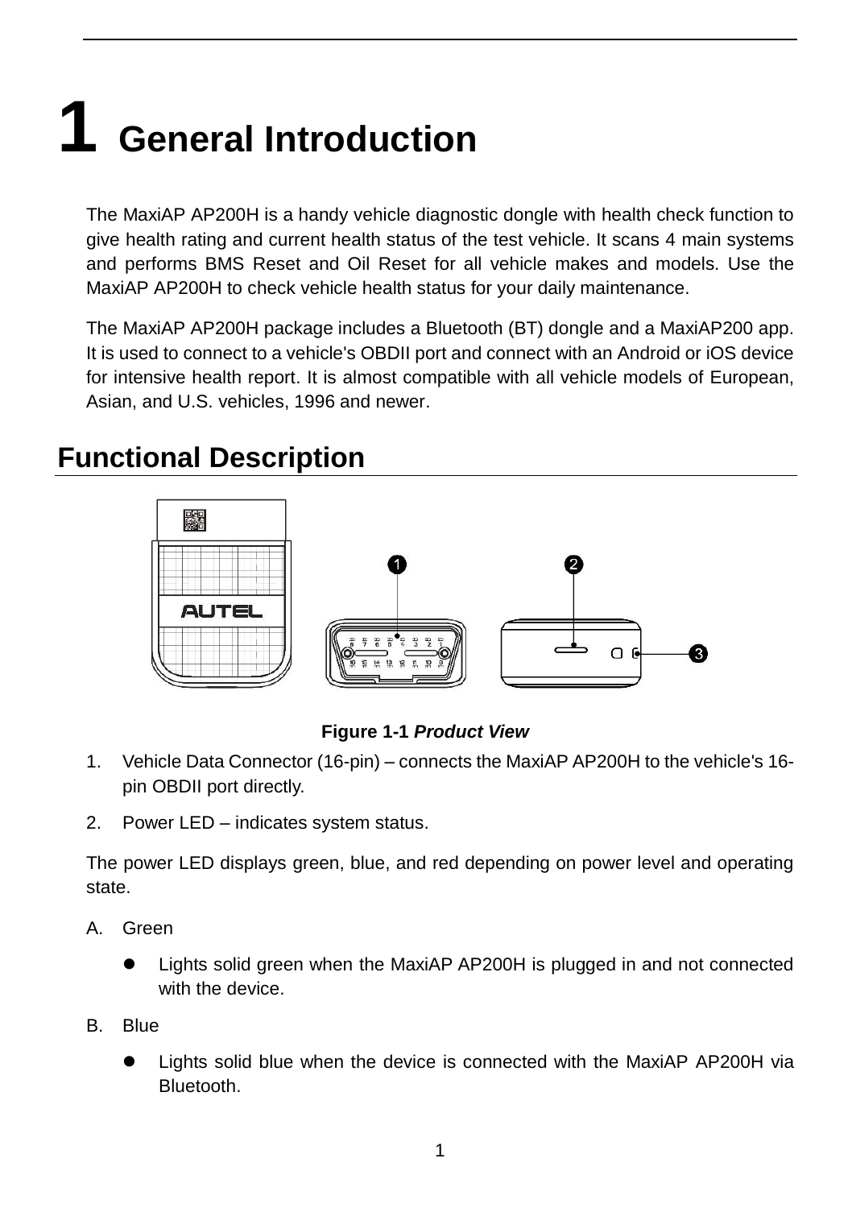# 1 General Introduction

The MaxiAP AP200H is a handy vehicle diagnostic dongle with health check function to give health rating and current health status of the test vehicle. It scans 4 main systems and performs BMS Reset and Oil Reset for all vehicle makes and models. Use the MaxiAP AP200H to check vehicle health status for your daily maintenance.

The MaxiAP AP200H package includes a Bluetooth (BT) dongle and a MaxiAP200 app. It is used to connect to a vehicle's OBDII port and connect with an Android or iOS device for intensive health report. It is almost compatible with all vehicle models of European, Asian, and U.S. vehicles, 1996 and newer.

## Functional Description

**Figure 1-1** ***Product View***

1. Vehicle Data Connector (16-pin) – connects the MaxiAP AP200H to the vehicle's 16-pin OBDII port directly.
2. Power LED – indicates system status.

The power LED displays green, blue, and red depending on power level and operating state.

A. Green

- Lights solid green when the MaxiAP AP200H is plugged in and not connected with the device.

B. Blue

- Lights solid blue when the device is connected with the MaxiAP AP200H via Bluetooth.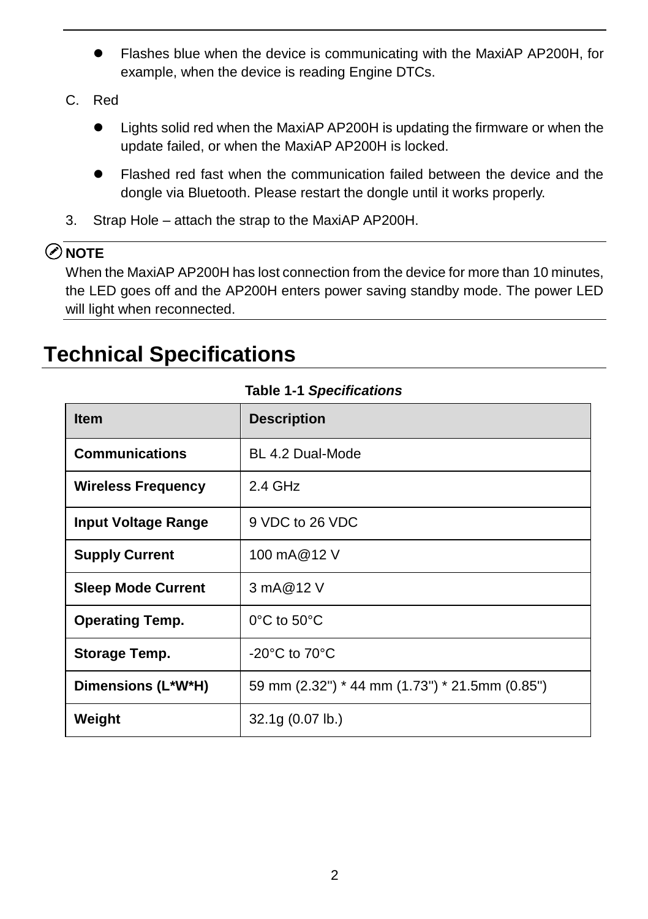- Flashes blue when the device is communicating with the MaxiAP AP200H, for example, when the device is reading Engine DTCs.

C. Red

- Lights solid red when the MaxiAP AP200H is updating the firmware or when the update failed, or when the MaxiAP AP200H is locked.
- Flashed red fast when the communication failed between the device and the dongle via Bluetooth. Please restart the dongle until it works properly.

3. Strap Hole – attach the strap to the MaxiAP AP200H.

**NOTE**

When the MaxiAP AP200H has lost connection from the device for more than 10 minutes, the LED goes off and the AP200H enters power saving standby mode. The power LED will light when reconnected.

## Technical Specifications

**Table 1-1** ***Specifications***

| Item | Description |
|---|---|
| **Communications** | BL 4.2 Dual-Mode |
| **Wireless Frequency** | 2.4 GHz |
| **Input Voltage Range** | 9 VDC to 26 VDC |
| **Supply Current** | 100 mA@12 V |
| **Sleep Mode Current** | 3 mA@12 V |
| **Operating Temp.** | 0°C to 50°C |
| **Storage Temp.** | -20°C to 70°C |
| **Dimensions (L*W*H)** | 59 mm (2.32") * 44 mm (1.73") * 21.5mm (0.85") |
| **Weight** | 32.1g (0.07 lb.) |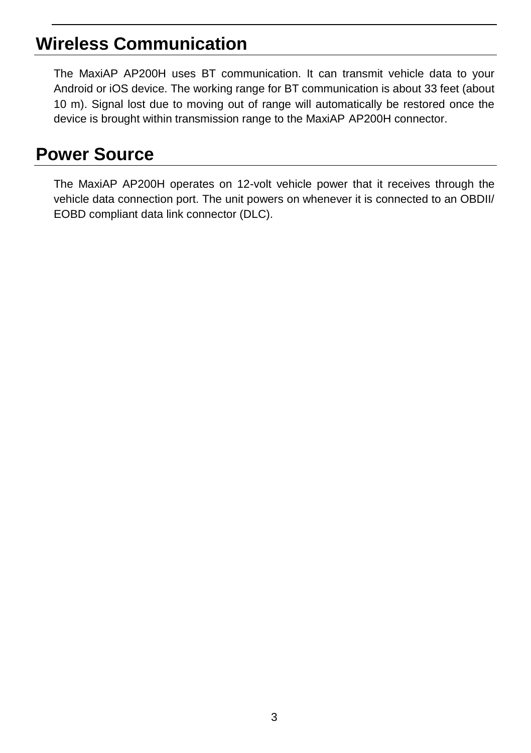## Wireless Communication

The MaxiAP AP200H uses BT communication. It can transmit vehicle data to your Android or iOS device. The working range for BT communication is about 33 feet (about 10 m). Signal lost due to moving out of range will automatically be restored once the device is brought within transmission range to the MaxiAP AP200H connector.

## Power Source

The MaxiAP AP200H operates on 12-volt vehicle power that it receives through the vehicle data connection port. The unit powers on whenever it is connected to an OBDII/ EOBD compliant data link connector (DLC).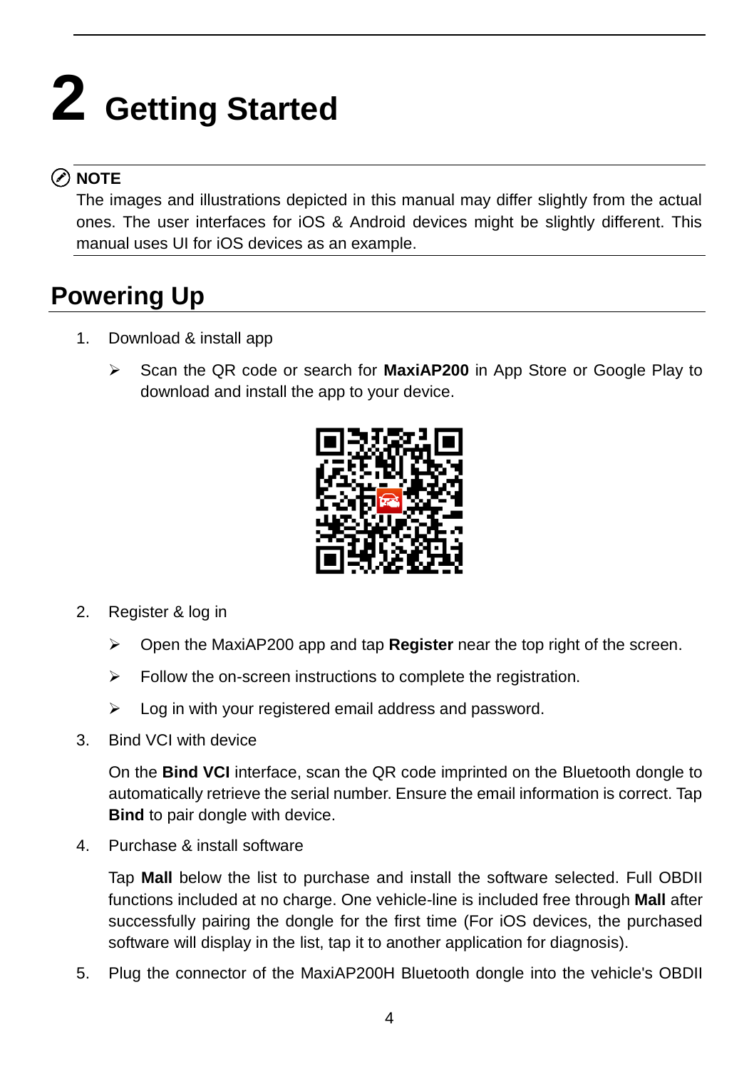# 2 Getting Started

> **NOTE**
> The images and illustrations depicted in this manual may differ slightly from the actual ones. The user interfaces for iOS & Android devices might be slightly different. This manual uses UI for iOS devices as an example.

## Powering Up

1. Download & install app

   - Scan the QR code or search for **MaxiAP200** in App Store or Google Play to download and install the app to your device.

2. Register & log in

   - Open the MaxiAP200 app and tap **Register** near the top right of the screen.
   - Follow the on-screen instructions to complete the registration.
   - Log in with your registered email address and password.

3. Bind VCI with device

   On the **Bind VCI** interface, scan the QR code imprinted on the Bluetooth dongle to automatically retrieve the serial number. Ensure the email information is correct. Tap **Bind** to pair dongle with device.

4. Purchase & install software

   Tap **Mall** below the list to purchase and install the software selected. Full OBDII functions included at no charge. One vehicle-line is included free through **Mall** after successfully pairing the dongle for the first time (For iOS devices, the purchased software will display in the list, tap it to another application for diagnosis).

5. Plug the connector of the MaxiAP200H Bluetooth dongle into the vehicle's OBDII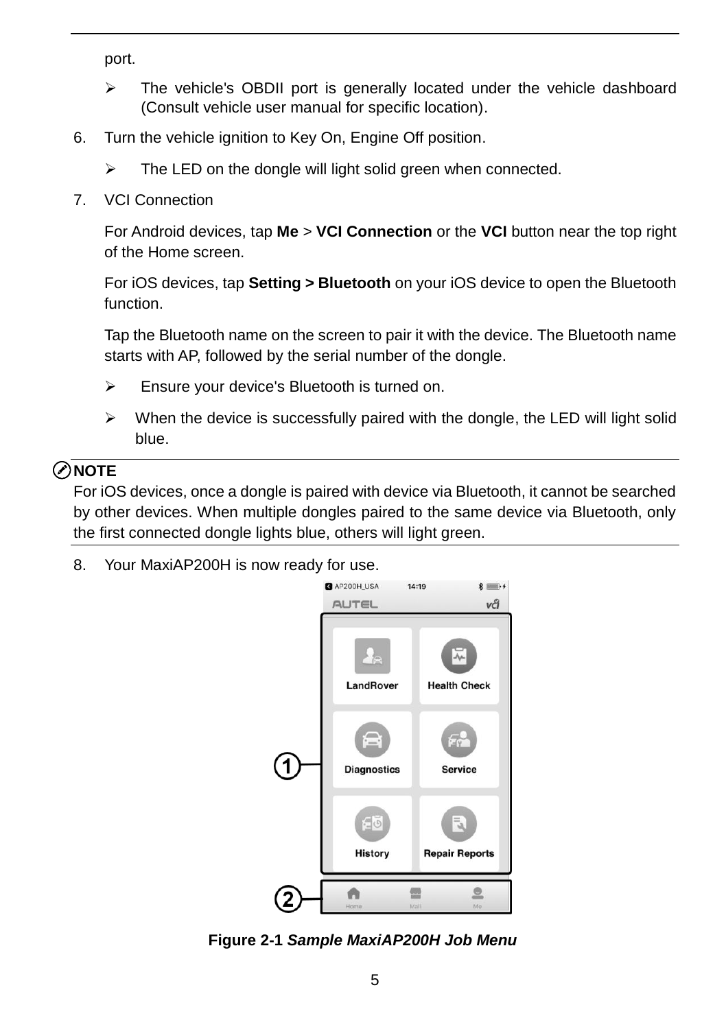port.

- The vehicle's OBDII port is generally located under the vehicle dashboard (Consult vehicle user manual for specific location).

6. Turn the vehicle ignition to Key On, Engine Off position.

   - The LED on the dongle will light solid green when connected.

7. VCI Connection

   For Android devices, tap **Me** > **VCI Connection** or the **VCI** button near the top right of the Home screen.

   For iOS devices, tap **Setting > Bluetooth** on your iOS device to open the Bluetooth function.

   Tap the Bluetooth name on the screen to pair it with the device. The Bluetooth name starts with AP, followed by the serial number of the dongle.

   - Ensure your device's Bluetooth is turned on.
   - When the device is successfully paired with the dongle, the LED will light solid blue.

**NOTE**

For iOS devices, once a dongle is paired with device via Bluetooth, it cannot be searched by other devices. When multiple dongles paired to the same device via Bluetooth, only the first connected dongle lights blue, others will light green.

8. Your MaxiAP200H is now ready for use.

**Figure 2-1** ***Sample MaxiAP200H Job Menu***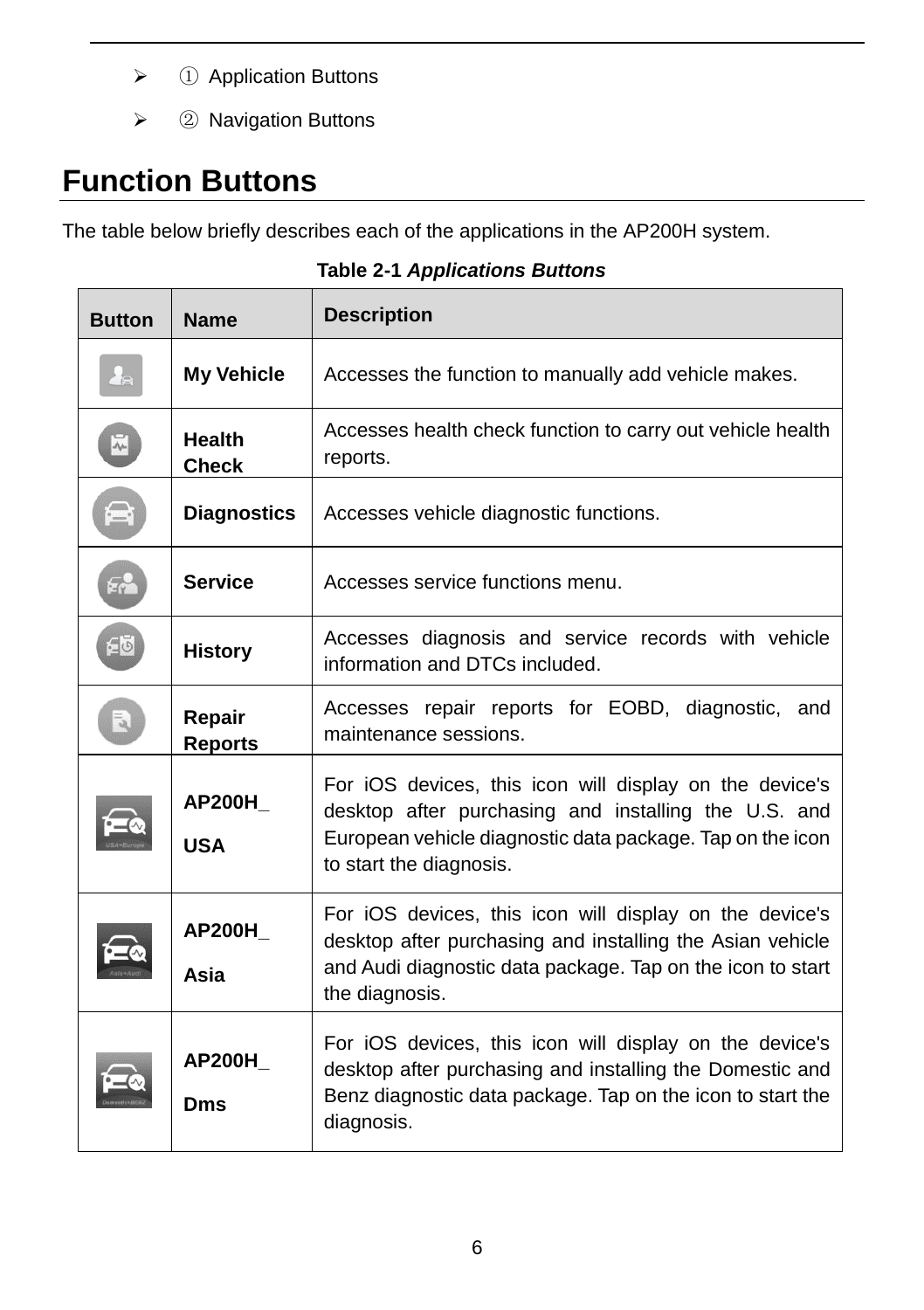- ① Application Buttons
- ② Navigation Buttons

## Function Buttons

The table below briefly describes each of the applications in the AP200H system.

**Table 2-1** ***Applications Buttons***

| Button | Name | Description |
|---|---|---|
| | **My Vehicle** | Accesses the function to manually add vehicle makes. |
| | **Health Check** | Accesses health check function to carry out vehicle health reports. |
| | **Diagnostics** | Accesses vehicle diagnostic functions. |
| | **Service** | Accesses service functions menu. |
| | **History** | Accesses diagnosis and service records with vehicle information and DTCs included. |
| | **Repair Reports** | Accesses repair reports for EOBD, diagnostic, and maintenance sessions. |
| | **AP200H_ USA** | For iOS devices, this icon will display on the device's desktop after purchasing and installing the U.S. and European vehicle diagnostic data package. Tap on the icon to start the diagnosis. |
| | **AP200H_ Asia** | For iOS devices, this icon will display on the device's desktop after purchasing and installing the Asian vehicle and Audi diagnostic data package. Tap on the icon to start the diagnosis. |
| | **AP200H_ Dms** | For iOS devices, this icon will display on the device's desktop after purchasing and installing the Domestic and Benz diagnostic data package. Tap on the icon to start the diagnosis. |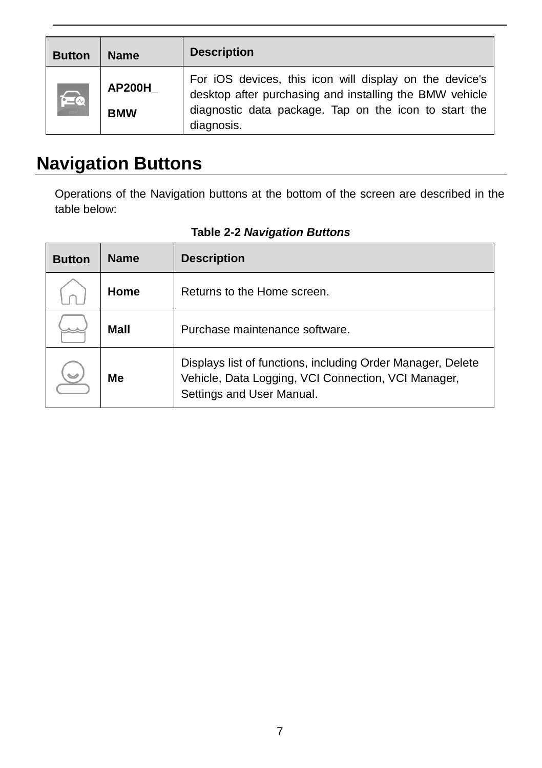| Button | Name | Description |
|---|---|---|
| | **AP200H_ BMW** | For iOS devices, this icon will display on the device's desktop after purchasing and installing the BMW vehicle diagnostic data package. Tap on the icon to start the diagnosis. |

## Navigation Buttons

Operations of the Navigation buttons at the bottom of the screen are described in the table below:

**Table 2-2** ***Navigation Buttons***

| Button | Name | Description |
|---|---|---|
| | **Home** | Returns to the Home screen. |
| | **Mall** | Purchase maintenance software. |
| | **Me** | Displays list of functions, including Order Manager, Delete Vehicle, Data Logging, VCI Connection, VCI Manager, Settings and User Manual. |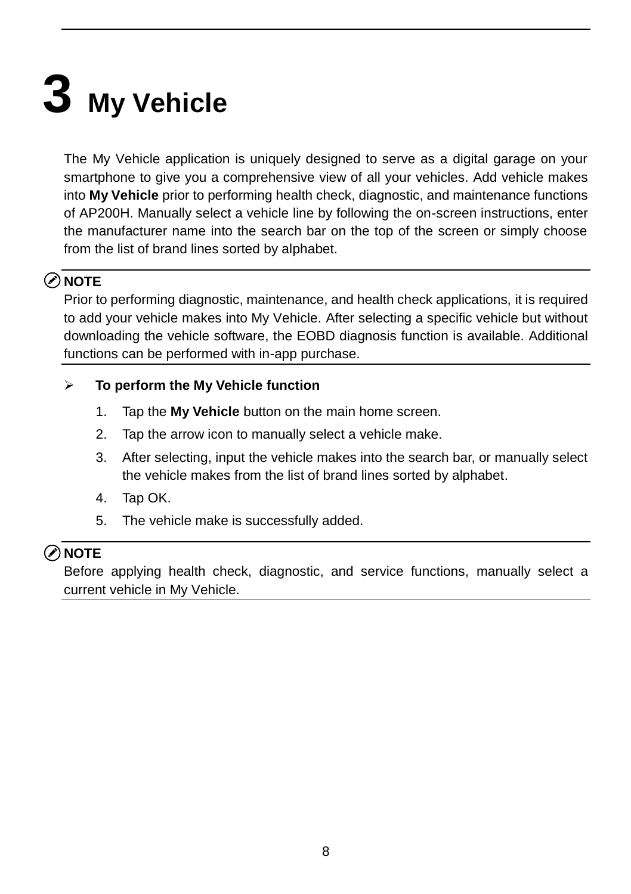# 3 My Vehicle

The My Vehicle application is uniquely designed to serve as a digital garage on your smartphone to give you a comprehensive view of all your vehicles. Add vehicle makes into **My Vehicle** prior to performing health check, diagnostic, and maintenance functions of AP200H. Manually select a vehicle line by following the on-screen instructions, enter the manufacturer name into the search bar on the top of the screen or simply choose from the list of brand lines sorted by alphabet.

**NOTE**

Prior to performing diagnostic, maintenance, and health check applications, it is required to add your vehicle makes into My Vehicle. After selecting a specific vehicle but without downloading the vehicle software, the EOBD diagnosis function is available. Additional functions can be performed with in-app purchase.

- **To perform the My Vehicle function**

1. Tap the **My Vehicle** button on the main home screen.
2. Tap the arrow icon to manually select a vehicle make.
3. After selecting, input the vehicle makes into the search bar, or manually select the vehicle makes from the list of brand lines sorted by alphabet.
4. Tap OK.
5. The vehicle make is successfully added.

**NOTE**

Before applying health check, diagnostic, and service functions, manually select a current vehicle in My Vehicle.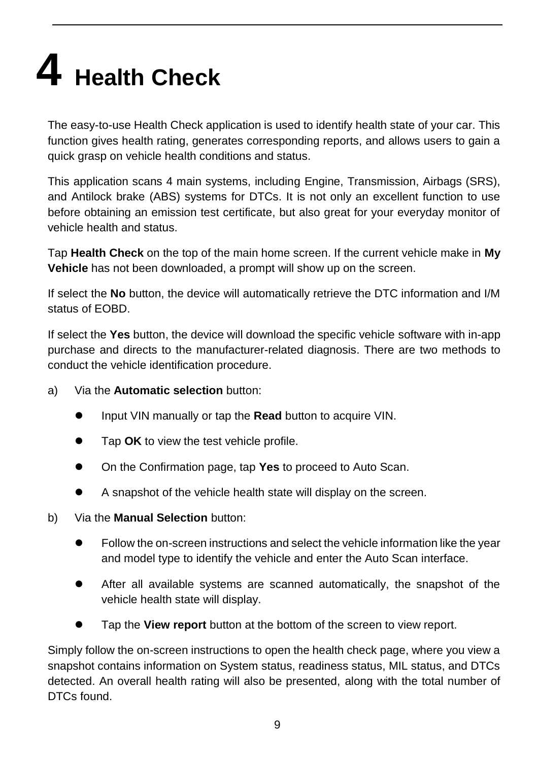# 4 Health Check

The easy-to-use Health Check application is used to identify health state of your car. This function gives health rating, generates corresponding reports, and allows users to gain a quick grasp on vehicle health conditions and status.

This application scans 4 main systems, including Engine, Transmission, Airbags (SRS), and Antilock brake (ABS) systems for DTCs. It is not only an excellent function to use before obtaining an emission test certificate, but also great for your everyday monitor of vehicle health and status.

Tap **Health Check** on the top of the main home screen. If the current vehicle make in **My Vehicle** has not been downloaded, a prompt will show up on the screen.

If select the **No** button, the device will automatically retrieve the DTC information and I/M status of EOBD.

If select the **Yes** button, the device will download the specific vehicle software with in-app purchase and directs to the manufacturer-related diagnosis. There are two methods to conduct the vehicle identification procedure.

a) Via the **Automatic selection** button:

- Input VIN manually or tap the **Read** button to acquire VIN.
- Tap **OK** to view the test vehicle profile.
- On the Confirmation page, tap **Yes** to proceed to Auto Scan.
- A snapshot of the vehicle health state will display on the screen.

b) Via the **Manual Selection** button:

- Follow the on-screen instructions and select the vehicle information like the year and model type to identify the vehicle and enter the Auto Scan interface.
- After all available systems are scanned automatically, the snapshot of the vehicle health state will display.
- Tap the **View report** button at the bottom of the screen to view report.

Simply follow the on-screen instructions to open the health check page, where you view a snapshot contains information on System status, readiness status, MIL status, and DTCs detected. An overall health rating will also be presented, along with the total number of DTCs found.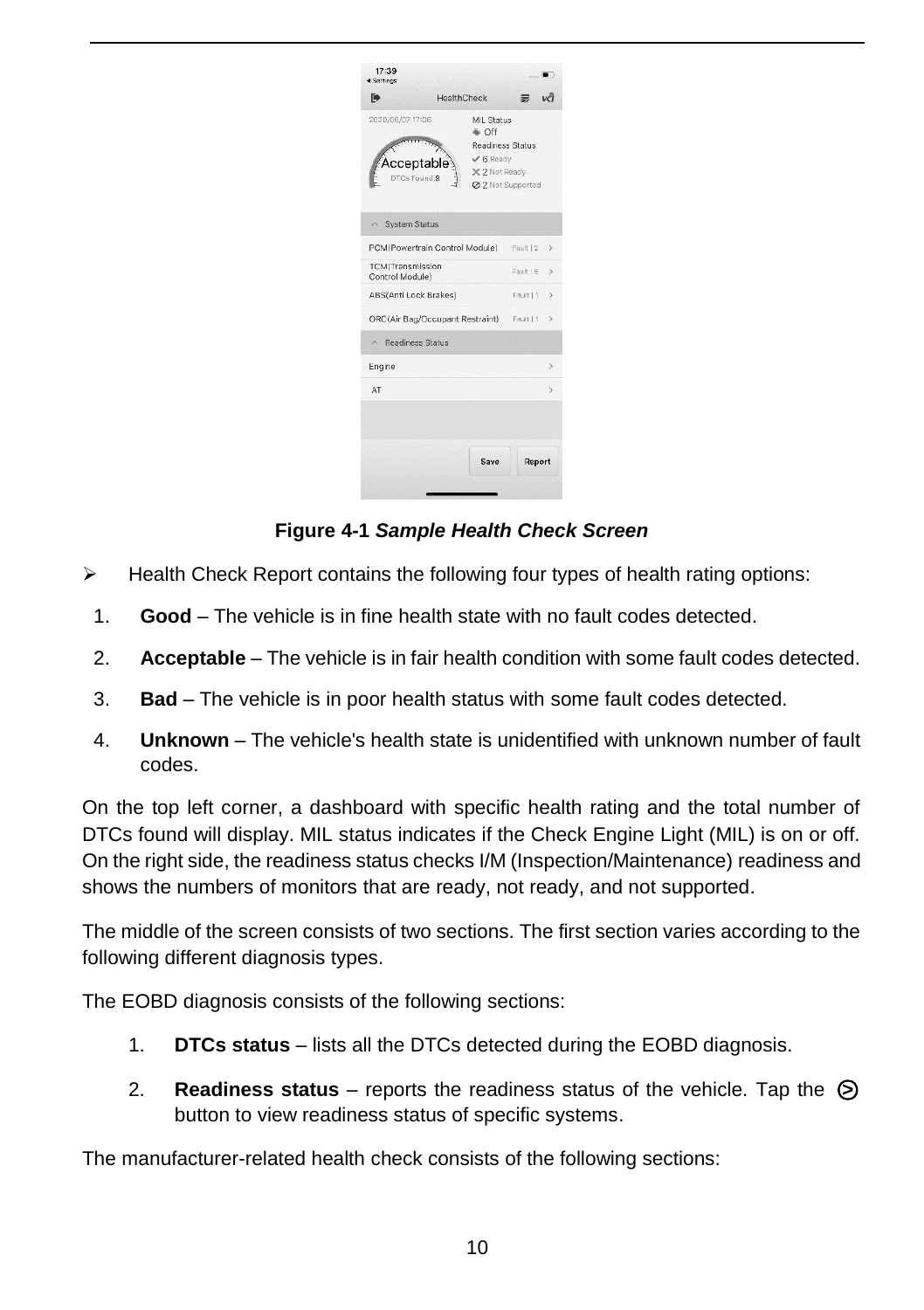**Figure 4-1 *Sample Health Check Screen***

- Health Check Report contains the following four types of health rating options:

1. **Good** – The vehicle is in fine health state with no fault codes detected.
2. **Acceptable** – The vehicle is in fair health condition with some fault codes detected.
3. **Bad** – The vehicle is in poor health status with some fault codes detected.
4. **Unknown** – The vehicle's health state is unidentified with unknown number of fault codes.

On the top left corner, a dashboard with specific health rating and the total number of DTCs found will display. MIL status indicates if the Check Engine Light (MIL) is on or off. On the right side, the readiness status checks I/M (Inspection/Maintenance) readiness and shows the numbers of monitors that are ready, not ready, and not supported.

The middle of the screen consists of two sections. The first section varies according to the following different diagnosis types.

The EOBD diagnosis consists of the following sections:

1. **DTCs status** – lists all the DTCs detected during the EOBD diagnosis.
2. **Readiness status** – reports the readiness status of the vehicle. Tap the ⊙ button to view readiness status of specific systems.

The manufacturer-related health check consists of the following sections: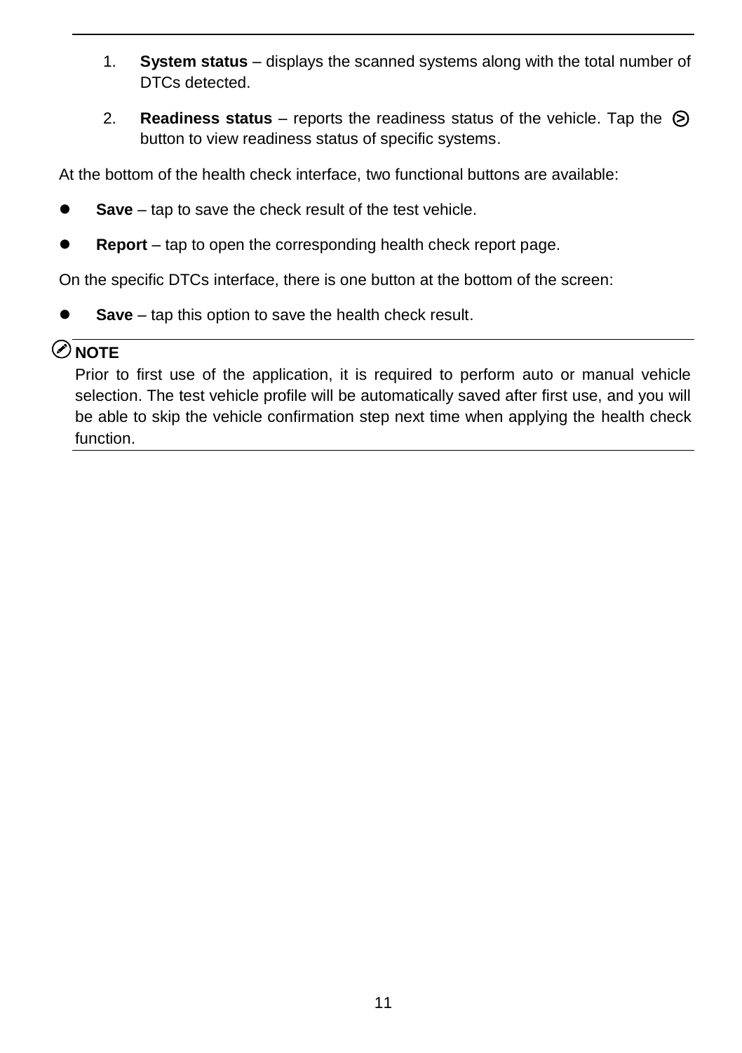1. **System status** – displays the scanned systems along with the total number of DTCs detected.
2. **Readiness status** – reports the readiness status of the vehicle. Tap the ⊙ button to view readiness status of specific systems.

At the bottom of the health check interface, two functional buttons are available:

- **Save** – tap to save the check result of the test vehicle.
- **Report** – tap to open the corresponding health check report page.

On the specific DTCs interface, there is one button at the bottom of the screen:

- **Save** – tap this option to save the health check result.

**NOTE**

Prior to first use of the application, it is required to perform auto or manual vehicle selection. The test vehicle profile will be automatically saved after first use, and you will be able to skip the vehicle confirmation step next time when applying the health check function.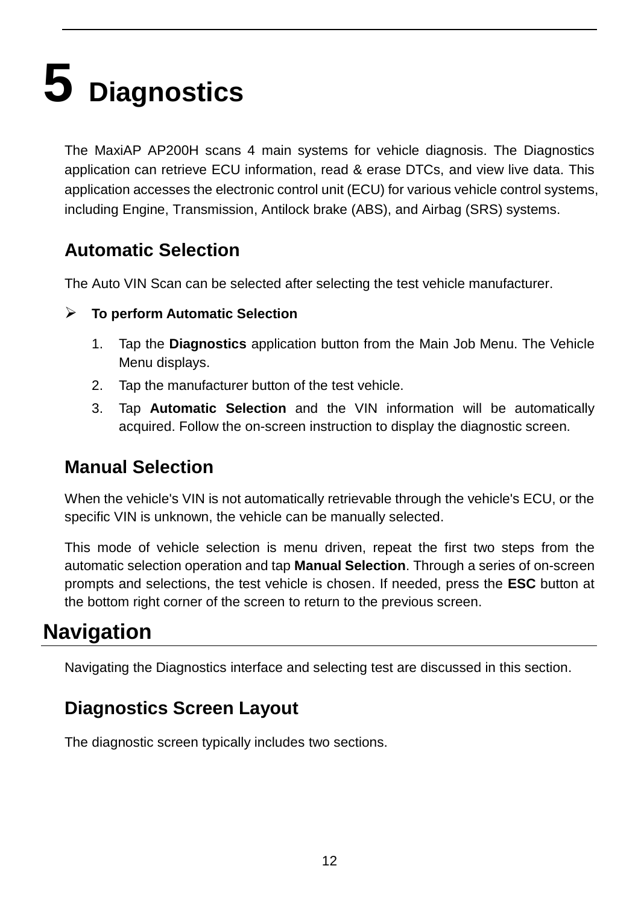# 5 Diagnostics

The MaxiAP AP200H scans 4 main systems for vehicle diagnosis. The Diagnostics application can retrieve ECU information, read & erase DTCs, and view live data. This application accesses the electronic control unit (ECU) for various vehicle control systems, including Engine, Transmission, Antilock brake (ABS), and Airbag (SRS) systems.

### Automatic Selection

The Auto VIN Scan can be selected after selecting the test vehicle manufacturer.

➢ **To perform Automatic Selection**

1. Tap the **Diagnostics** application button from the Main Job Menu. The Vehicle Menu displays.
2. Tap the manufacturer button of the test vehicle.
3. Tap **Automatic Selection** and the VIN information will be automatically acquired. Follow the on-screen instruction to display the diagnostic screen.

### Manual Selection

When the vehicle's VIN is not automatically retrievable through the vehicle's ECU, or the specific VIN is unknown, the vehicle can be manually selected.

This mode of vehicle selection is menu driven, repeat the first two steps from the automatic selection operation and tap **Manual Selection**. Through a series of on-screen prompts and selections, the test vehicle is chosen. If needed, press the **ESC** button at the bottom right corner of the screen to return to the previous screen.

## Navigation

Navigating the Diagnostics interface and selecting test are discussed in this section.

### Diagnostics Screen Layout

The diagnostic screen typically includes two sections.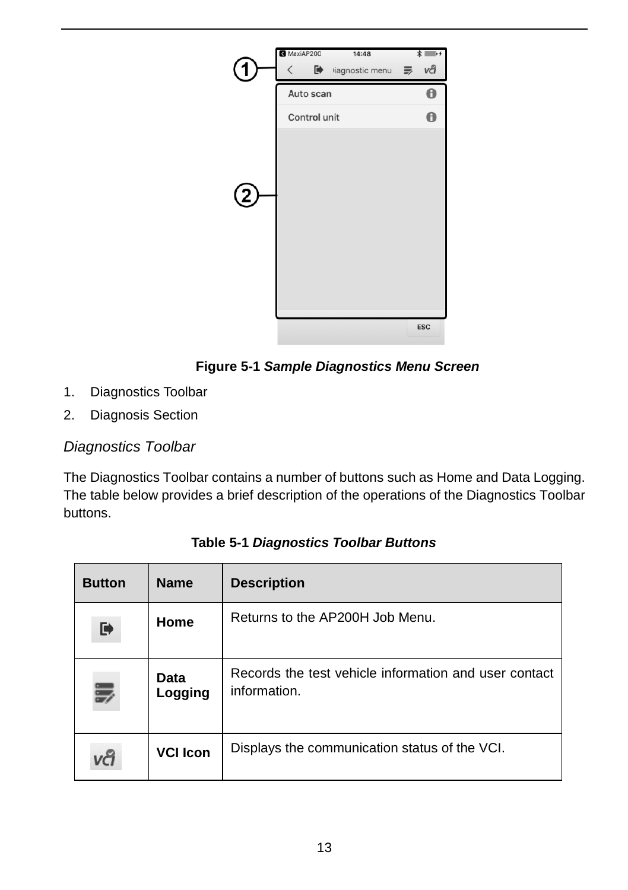**Figure 5-1** ***Sample Diagnostics Menu Screen***

1. Diagnostics Toolbar
2. Diagnosis Section

### *Diagnostics Toolbar*

The Diagnostics Toolbar contains a number of buttons such as Home and Data Logging. The table below provides a brief description of the operations of the Diagnostics Toolbar buttons.

**Table 5-1** ***Diagnostics Toolbar Buttons***

| Button | Name | Description |
|---|---|---|
| | **Home** | Returns to the AP200H Job Menu. |
| | **Data Logging** | Records the test vehicle information and user contact information. |
| | **VCI Icon** | Displays the communication status of the VCI. |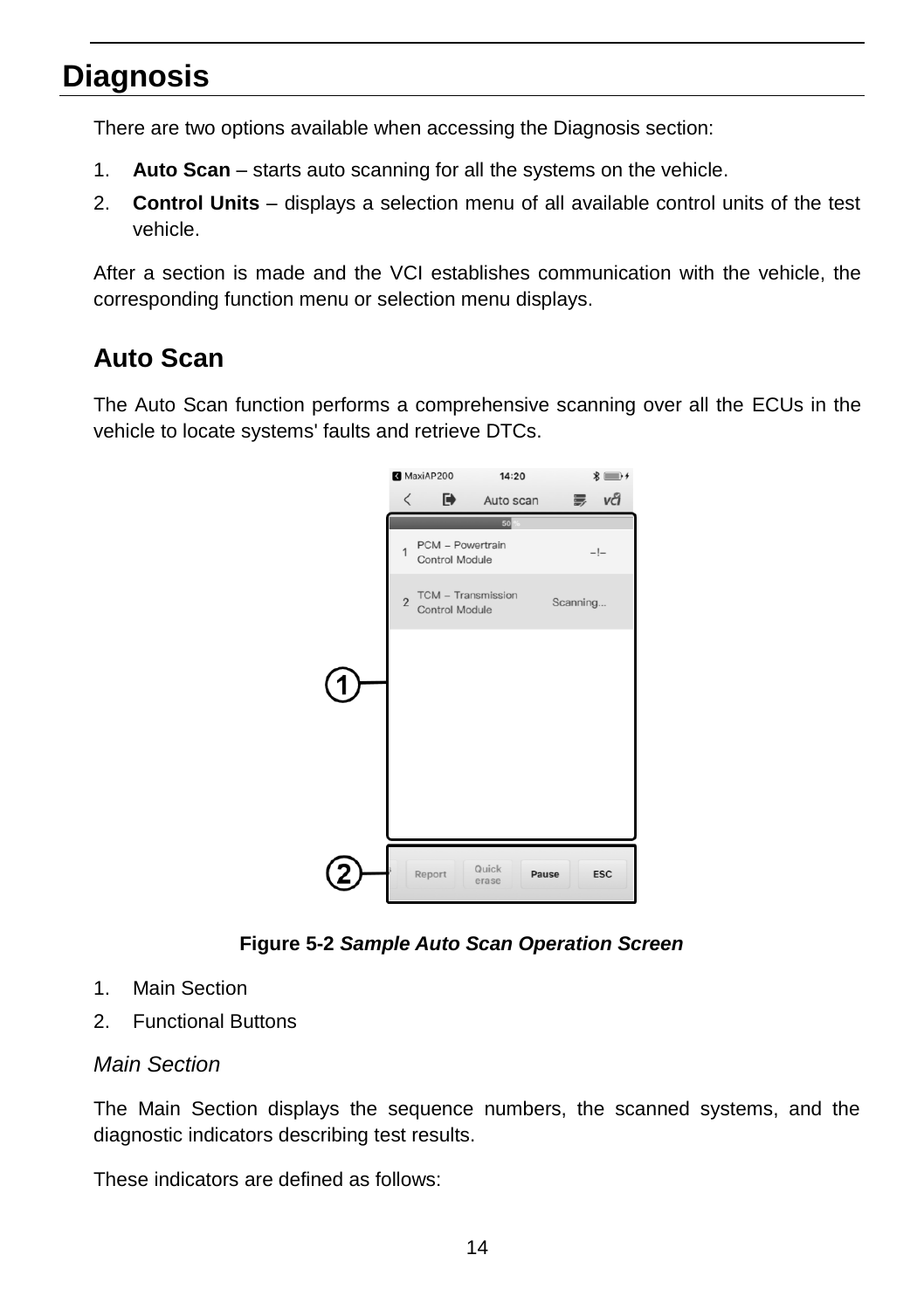# Diagnosis

There are two options available when accessing the Diagnosis section:

1. **Auto Scan** – starts auto scanning for all the systems on the vehicle.
2. **Control Units** – displays a selection menu of all available control units of the test vehicle.

After a section is made and the VCI establishes communication with the vehicle, the corresponding function menu or selection menu displays.

## Auto Scan

The Auto Scan function performs a comprehensive scanning over all the ECUs in the vehicle to locate systems' faults and retrieve DTCs.

**Figure 5-2** ***Sample Auto Scan Operation Screen***

1. Main Section
2. Functional Buttons

*Main Section*

The Main Section displays the sequence numbers, the scanned systems, and the diagnostic indicators describing test results.

These indicators are defined as follows: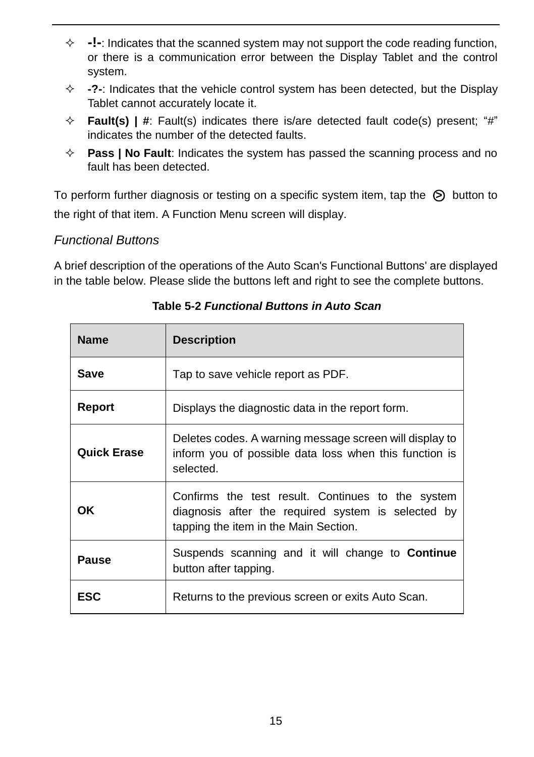- **-!-**: Indicates that the scanned system may not support the code reading function, or there is a communication error between the Display Tablet and the control system.
- **-?-**: Indicates that the vehicle control system has been detected, but the Display Tablet cannot accurately locate it.
- **Fault(s) | #**: Fault(s) indicates there is/are detected fault code(s) present; "#" indicates the number of the detected faults.
- **Pass | No Fault**: Indicates the system has passed the scanning process and no fault has been detected.

To perform further diagnosis or testing on a specific system item, tap the ⊙ button to the right of that item. A Function Menu screen will display.

*Functional Buttons*

A brief description of the operations of the Auto Scan's Functional Buttons' are displayed in the table below. Please slide the buttons left and right to see the complete buttons.

**Table 5-2 *Functional Buttons in Auto Scan***

| Name | Description |
|---|---|
| **Save** | Tap to save vehicle report as PDF. |
| **Report** | Displays the diagnostic data in the report form. |
| **Quick Erase** | Deletes codes. A warning message screen will display to inform you of possible data loss when this function is selected. |
| **OK** | Confirms the test result. Continues to the system diagnosis after the required system is selected by tapping the item in the Main Section. |
| **Pause** | Suspends scanning and it will change to **Continue** button after tapping. |
| **ESC** | Returns to the previous screen or exits Auto Scan. |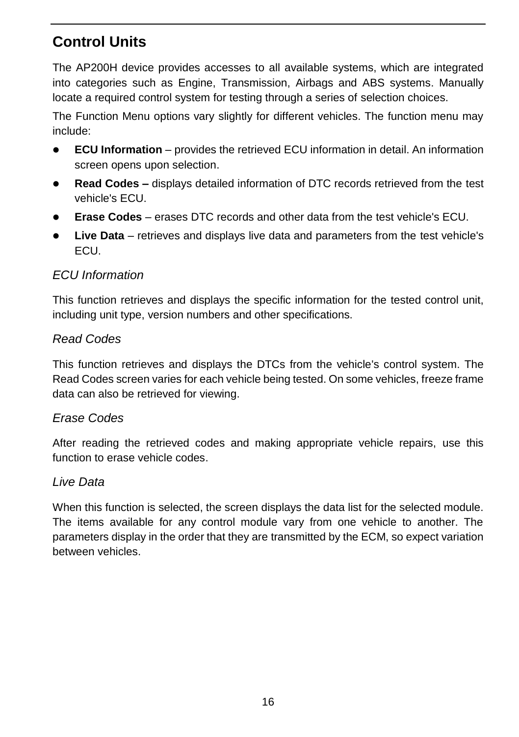## Control Units

The AP200H device provides accesses to all available systems, which are integrated into categories such as Engine, Transmission, Airbags and ABS systems. Manually locate a required control system for testing through a series of selection choices.

The Function Menu options vary slightly for different vehicles. The function menu may include:

- **ECU Information** – provides the retrieved ECU information in detail. An information screen opens upon selection.
- **Read Codes –** displays detailed information of DTC records retrieved from the test vehicle's ECU.
- **Erase Codes** – erases DTC records and other data from the test vehicle's ECU.
- **Live Data** – retrieves and displays live data and parameters from the test vehicle's ECU.

### *ECU Information*

This function retrieves and displays the specific information for the tested control unit, including unit type, version numbers and other specifications.

### *Read Codes*

This function retrieves and displays the DTCs from the vehicle's control system. The Read Codes screen varies for each vehicle being tested. On some vehicles, freeze frame data can also be retrieved for viewing.

### *Erase Codes*

After reading the retrieved codes and making appropriate vehicle repairs, use this function to erase vehicle codes.

### *Live Data*

When this function is selected, the screen displays the data list for the selected module. The items available for any control module vary from one vehicle to another. The parameters display in the order that they are transmitted by the ECM, so expect variation between vehicles.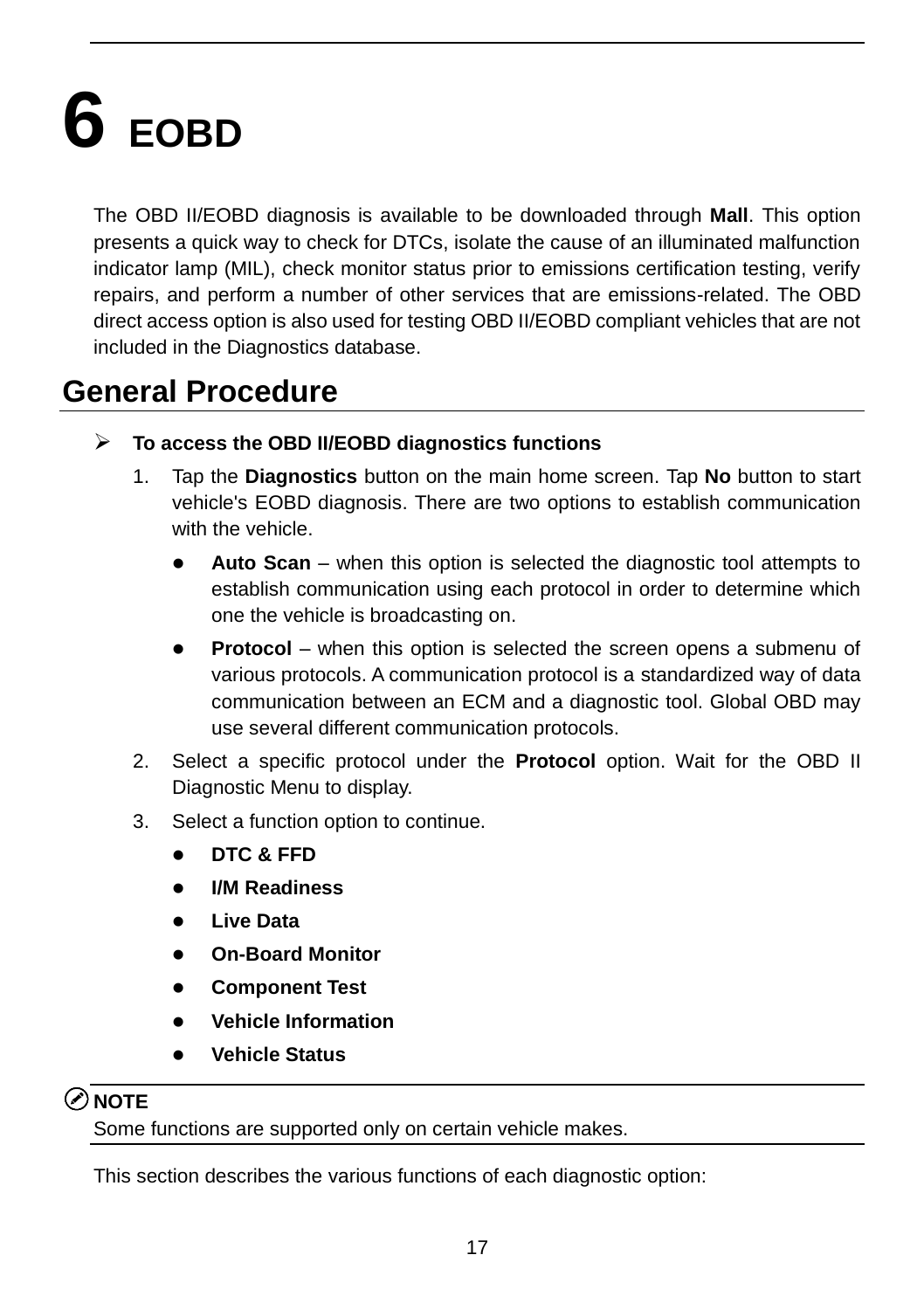# 6 EOBD

The OBD II/EOBD diagnosis is available to be downloaded through **Mall**. This option presents a quick way to check for DTCs, isolate the cause of an illuminated malfunction indicator lamp (MIL), check monitor status prior to emissions certification testing, verify repairs, and perform a number of other services that are emissions-related. The OBD direct access option is also used for testing OBD II/EOBD compliant vehicles that are not included in the Diagnostics database.

## General Procedure

➢ **To access the OBD II/EOBD diagnostics functions**

1. Tap the **Diagnostics** button on the main home screen. Tap **No** button to start vehicle's EOBD diagnosis. There are two options to establish communication with the vehicle.
   - **Auto Scan** – when this option is selected the diagnostic tool attempts to establish communication using each protocol in order to determine which one the vehicle is broadcasting on.
   - **Protocol** – when this option is selected the screen opens a submenu of various protocols. A communication protocol is a standardized way of data communication between an ECM and a diagnostic tool. Global OBD may use several different communication protocols.
2. Select a specific protocol under the **Protocol** option. Wait for the OBD II Diagnostic Menu to display.
3. Select a function option to continue.
   - **DTC & FFD**
   - **I/M Readiness**
   - **Live Data**
   - **On-Board Monitor**
   - **Component Test**
   - **Vehicle Information**
   - **Vehicle Status**

**NOTE**
Some functions are supported only on certain vehicle makes.

This section describes the various functions of each diagnostic option: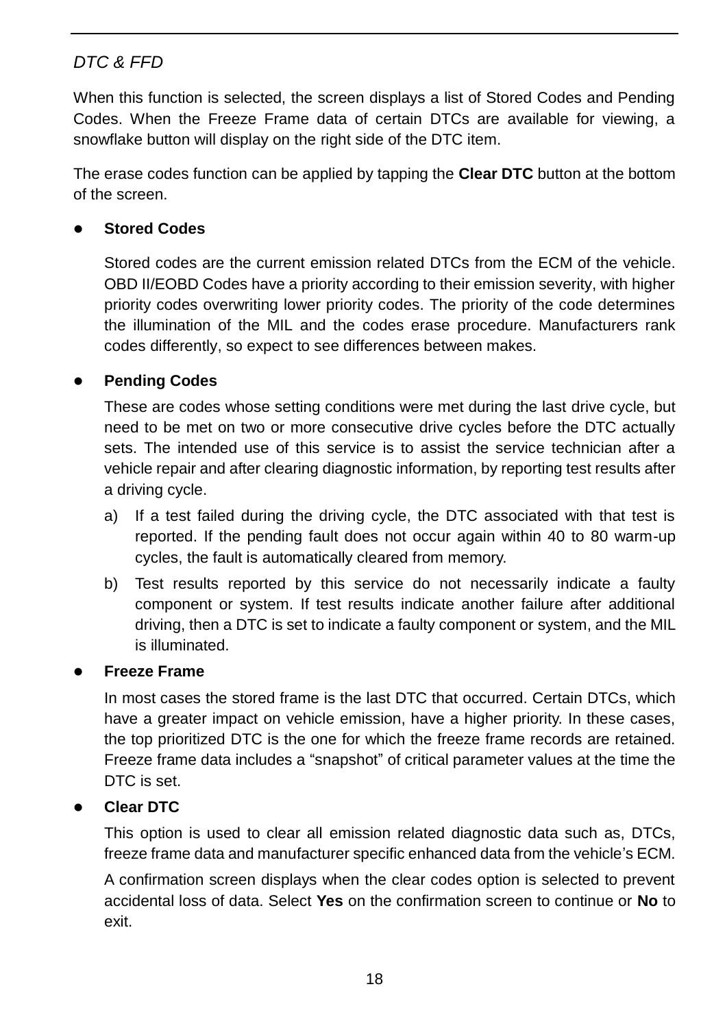*DTC & FFD*

When this function is selected, the screen displays a list of Stored Codes and Pending Codes. When the Freeze Frame data of certain DTCs are available for viewing, a snowflake button will display on the right side of the DTC item.

The erase codes function can be applied by tapping the **Clear DTC** button at the bottom of the screen.

- **Stored Codes**

  Stored codes are the current emission related DTCs from the ECM of the vehicle. OBD II/EOBD Codes have a priority according to their emission severity, with higher priority codes overwriting lower priority codes. The priority of the code determines the illumination of the MIL and the codes erase procedure. Manufacturers rank codes differently, so expect to see differences between makes.

- **Pending Codes**

  These are codes whose setting conditions were met during the last drive cycle, but need to be met on two or more consecutive drive cycles before the DTC actually sets. The intended use of this service is to assist the service technician after a vehicle repair and after clearing diagnostic information, by reporting test results after a driving cycle.

  a) If a test failed during the driving cycle, the DTC associated with that test is reported. If the pending fault does not occur again within 40 to 80 warm-up cycles, the fault is automatically cleared from memory.

  b) Test results reported by this service do not necessarily indicate a faulty component or system. If test results indicate another failure after additional driving, then a DTC is set to indicate a faulty component or system, and the MIL is illuminated.

- **Freeze Frame**

  In most cases the stored frame is the last DTC that occurred. Certain DTCs, which have a greater impact on vehicle emission, have a higher priority. In these cases, the top prioritized DTC is the one for which the freeze frame records are retained. Freeze frame data includes a "snapshot" of critical parameter values at the time the DTC is set.

- **Clear DTC**

  This option is used to clear all emission related diagnostic data such as, DTCs, freeze frame data and manufacturer specific enhanced data from the vehicle's ECM.

  A confirmation screen displays when the clear codes option is selected to prevent accidental loss of data. Select **Yes** on the confirmation screen to continue or **No** to exit.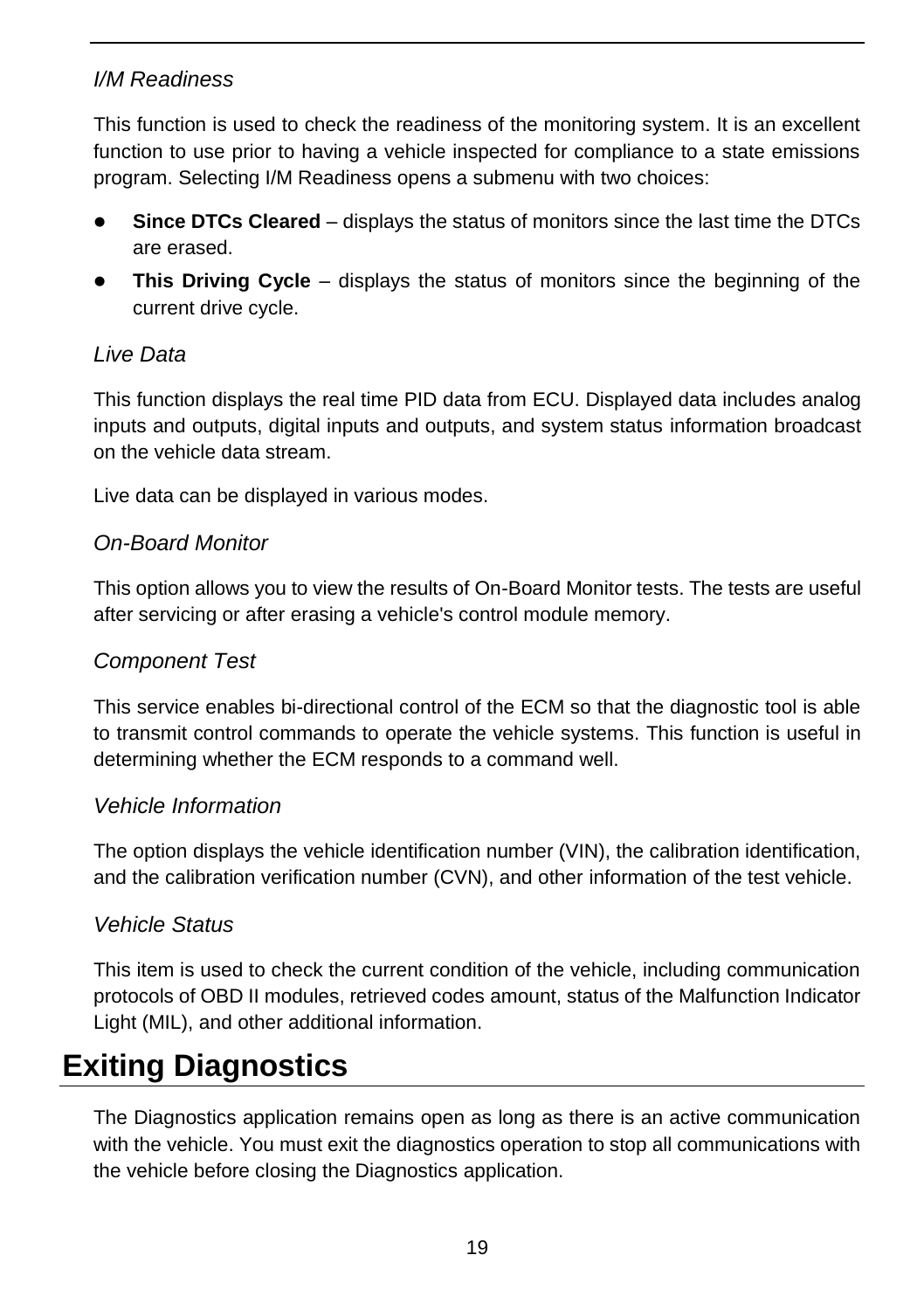*I/M Readiness*

This function is used to check the readiness of the monitoring system. It is an excellent function to use prior to having a vehicle inspected for compliance to a state emissions program. Selecting I/M Readiness opens a submenu with two choices:

- **Since DTCs Cleared** – displays the status of monitors since the last time the DTCs are erased.
- **This Driving Cycle** – displays the status of monitors since the beginning of the current drive cycle.

*Live Data*

This function displays the real time PID data from ECU. Displayed data includes analog inputs and outputs, digital inputs and outputs, and system status information broadcast on the vehicle data stream.

Live data can be displayed in various modes.

*On-Board Monitor*

This option allows you to view the results of On-Board Monitor tests. The tests are useful after servicing or after erasing a vehicle's control module memory.

*Component Test*

This service enables bi-directional control of the ECM so that the diagnostic tool is able to transmit control commands to operate the vehicle systems. This function is useful in determining whether the ECM responds to a command well.

*Vehicle Information*

The option displays the vehicle identification number (VIN), the calibration identification, and the calibration verification number (CVN), and other information of the test vehicle.

*Vehicle Status*

This item is used to check the current condition of the vehicle, including communication protocols of OBD II modules, retrieved codes amount, status of the Malfunction Indicator Light (MIL), and other additional information.

# Exiting Diagnostics

The Diagnostics application remains open as long as there is an active communication with the vehicle. You must exit the diagnostics operation to stop all communications with the vehicle before closing the Diagnostics application.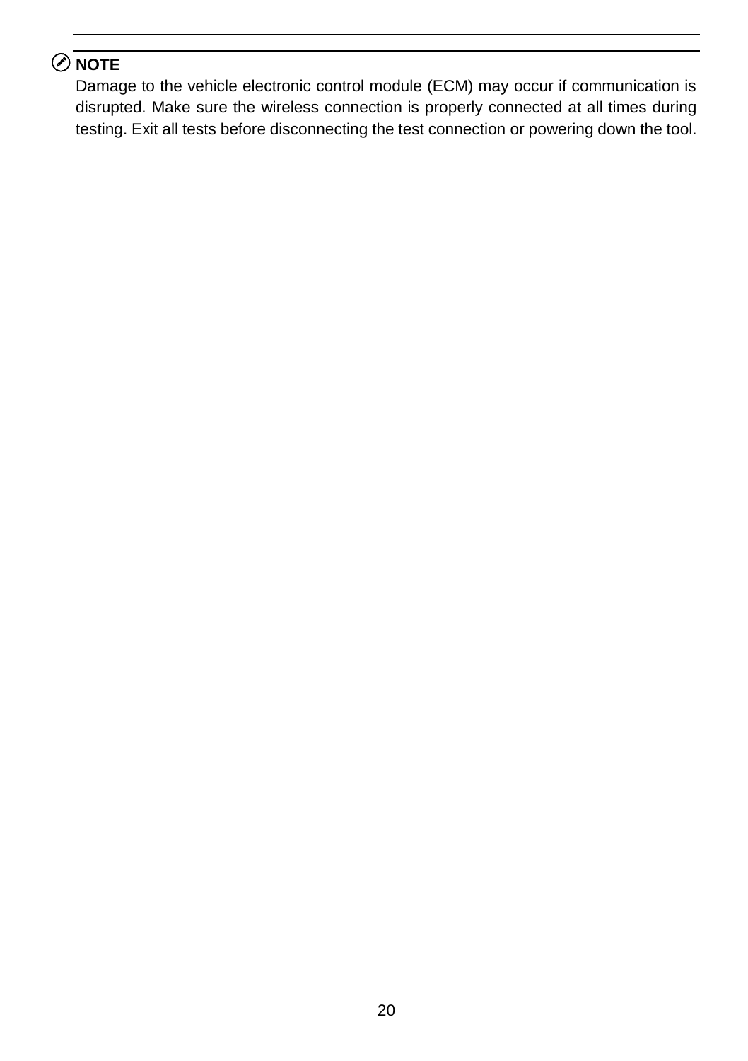**NOTE**

Damage to the vehicle electronic control module (ECM) may occur if communication is disrupted. Make sure the wireless connection is properly connected at all times during testing. Exit all tests before disconnecting the test connection or powering down the tool.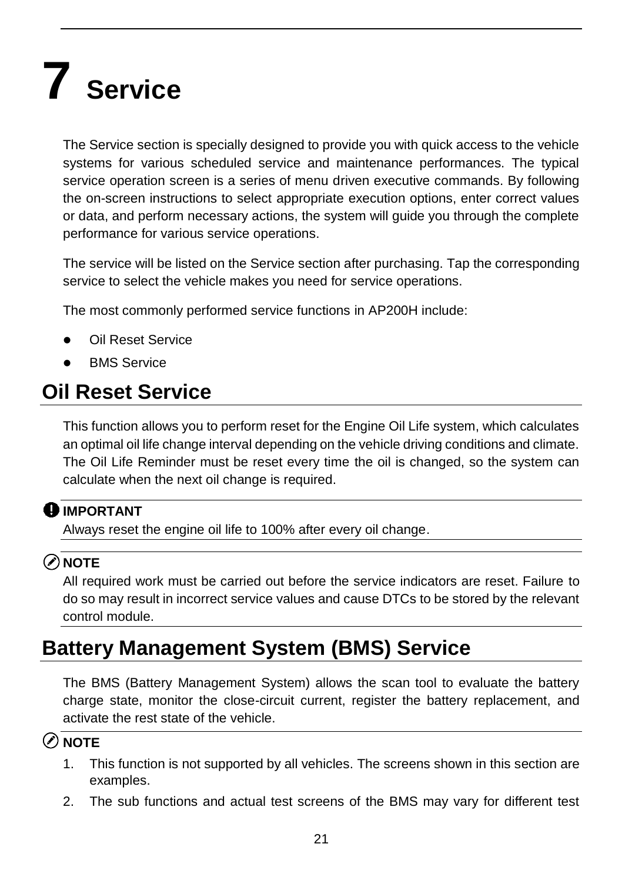# 7 Service

The Service section is specially designed to provide you with quick access to the vehicle systems for various scheduled service and maintenance performances. The typical service operation screen is a series of menu driven executive commands. By following the on-screen instructions to select appropriate execution options, enter correct values or data, and perform necessary actions, the system will guide you through the complete performance for various service operations.

The service will be listed on the Service section after purchasing. Tap the corresponding service to select the vehicle makes you need for service operations.

The most commonly performed service functions in AP200H include:

- Oil Reset Service
- BMS Service

## Oil Reset Service

This function allows you to perform reset for the Engine Oil Life system, which calculates an optimal oil life change interval depending on the vehicle driving conditions and climate. The Oil Life Reminder must be reset every time the oil is changed, so the system can calculate when the next oil change is required.

**IMPORTANT**
Always reset the engine oil life to 100% after every oil change.

**NOTE**
All required work must be carried out before the service indicators are reset. Failure to do so may result in incorrect service values and cause DTCs to be stored by the relevant control module.

## Battery Management System (BMS) Service

The BMS (Battery Management System) allows the scan tool to evaluate the battery charge state, monitor the close-circuit current, register the battery replacement, and activate the rest state of the vehicle.

**NOTE**

1. This function is not supported by all vehicles. The screens shown in this section are examples.
2. The sub functions and actual test screens of the BMS may vary for different test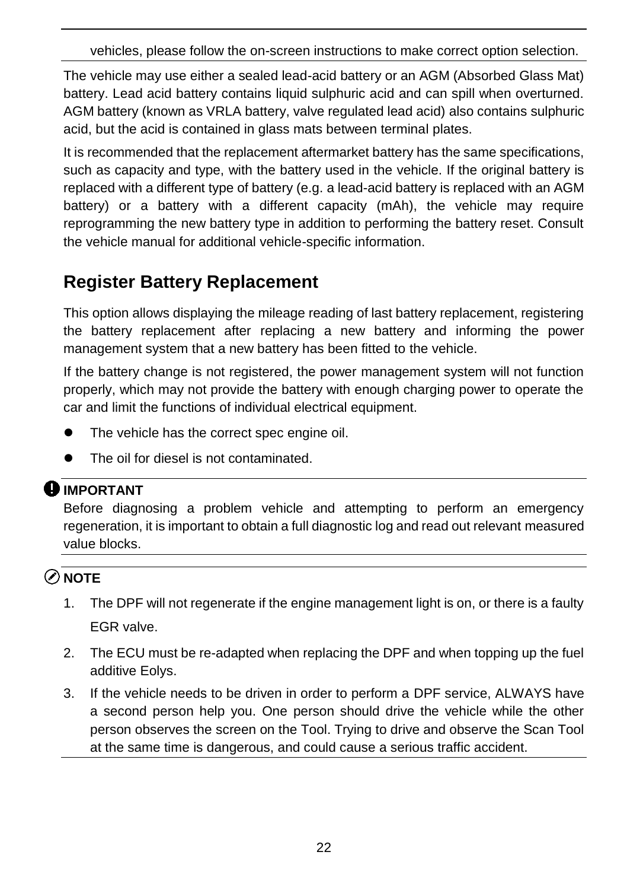vehicles, please follow the on-screen instructions to make correct option selection.

The vehicle may use either a sealed lead-acid battery or an AGM (Absorbed Glass Mat) battery. Lead acid battery contains liquid sulphuric acid and can spill when overturned. AGM battery (known as VRLA battery, valve regulated lead acid) also contains sulphuric acid, but the acid is contained in glass mats between terminal plates.

It is recommended that the replacement aftermarket battery has the same specifications, such as capacity and type, with the battery used in the vehicle. If the original battery is replaced with a different type of battery (e.g. a lead-acid battery is replaced with an AGM battery) or a battery with a different capacity (mAh), the vehicle may require reprogramming the new battery type in addition to performing the battery reset. Consult the vehicle manual for additional vehicle-specific information.

## Register Battery Replacement

This option allows displaying the mileage reading of last battery replacement, registering the battery replacement after replacing a new battery and informing the power management system that a new battery has been fitted to the vehicle.

If the battery change is not registered, the power management system will not function properly, which may not provide the battery with enough charging power to operate the car and limit the functions of individual electrical equipment.

- The vehicle has the correct spec engine oil.
- The oil for diesel is not contaminated.

**IMPORTANT**

Before diagnosing a problem vehicle and attempting to perform an emergency regeneration, it is important to obtain a full diagnostic log and read out relevant measured value blocks.

**NOTE**

1. The DPF will not regenerate if the engine management light is on, or there is a faulty EGR valve.
2. The ECU must be re-adapted when replacing the DPF and when topping up the fuel additive Eolys.
3. If the vehicle needs to be driven in order to perform a DPF service, ALWAYS have a second person help you. One person should drive the vehicle while the other person observes the screen on the Tool. Trying to drive and observe the Scan Tool at the same time is dangerous, and could cause a serious traffic accident.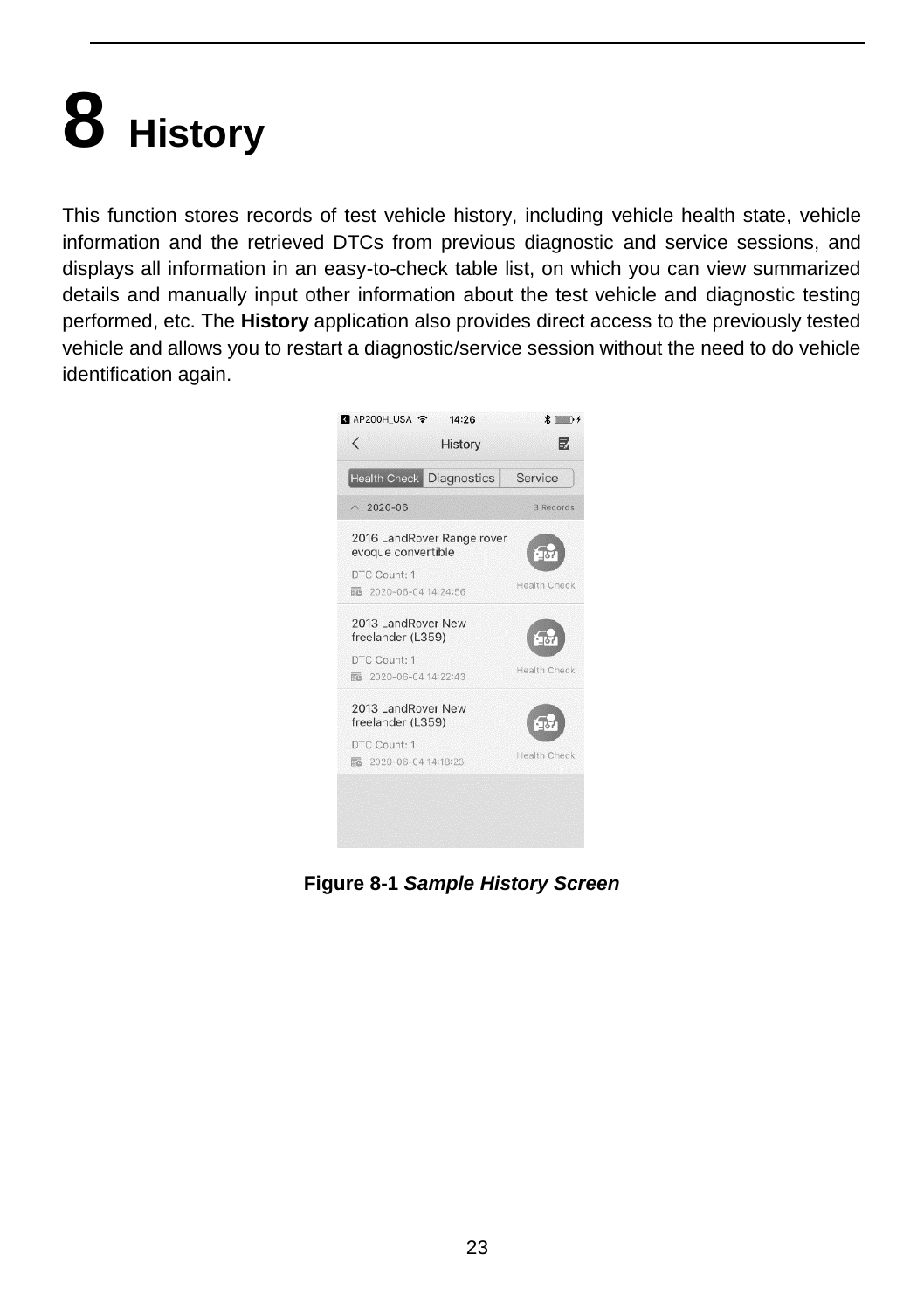# 8 History

This function stores records of test vehicle history, including vehicle health state, vehicle information and the retrieved DTCs from previous diagnostic and service sessions, and displays all information in an easy-to-check table list, on which you can view summarized details and manually input other information about the test vehicle and diagnostic testing performed, etc. The **History** application also provides direct access to the previously tested vehicle and allows you to restart a diagnostic/service session without the need to do vehicle identification again.

**Figure 8-1** ***Sample History Screen***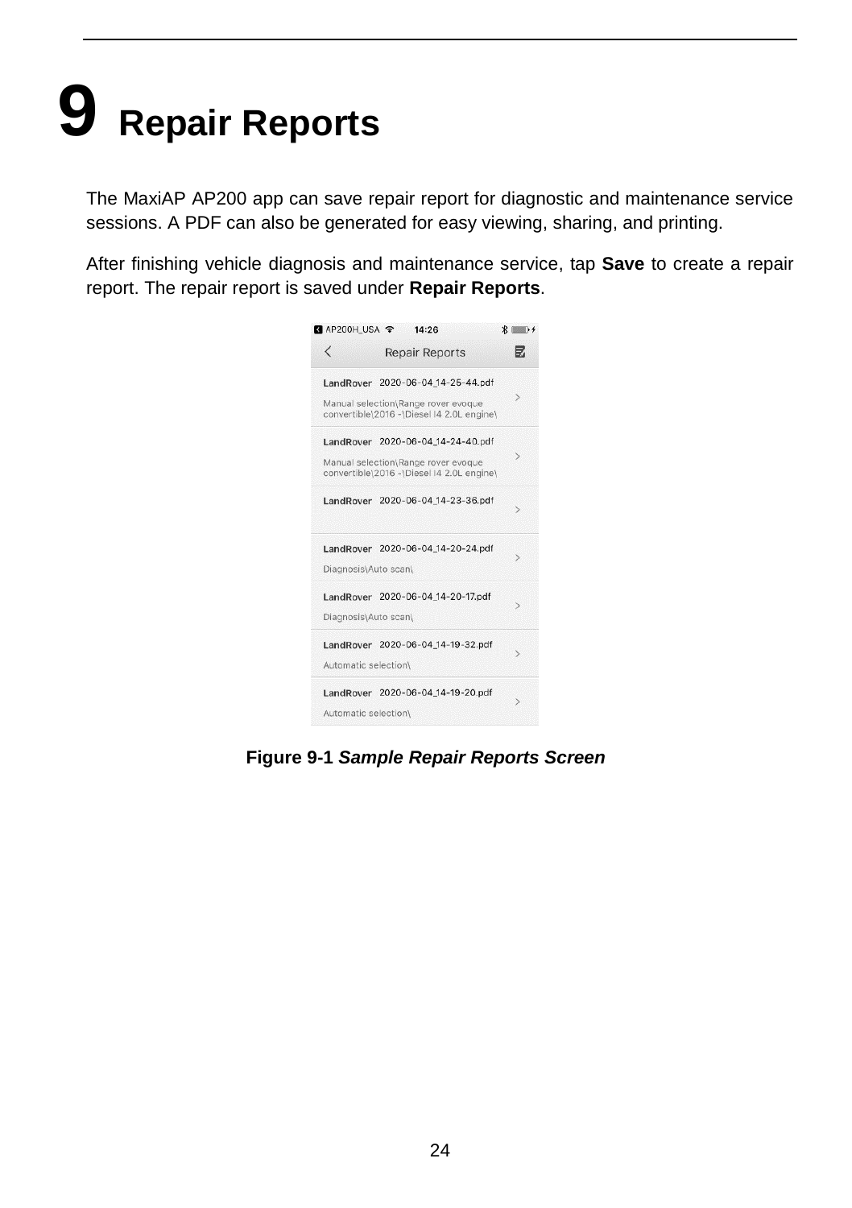# 9 Repair Reports

The MaxiAP AP200 app can save repair report for diagnostic and maintenance service sessions. A PDF can also be generated for easy viewing, sharing, and printing.

After finishing vehicle diagnosis and maintenance service, tap **Save** to create a repair report. The repair report is saved under **Repair Reports**.

**Figure 9-1** ***Sample Repair Reports Screen***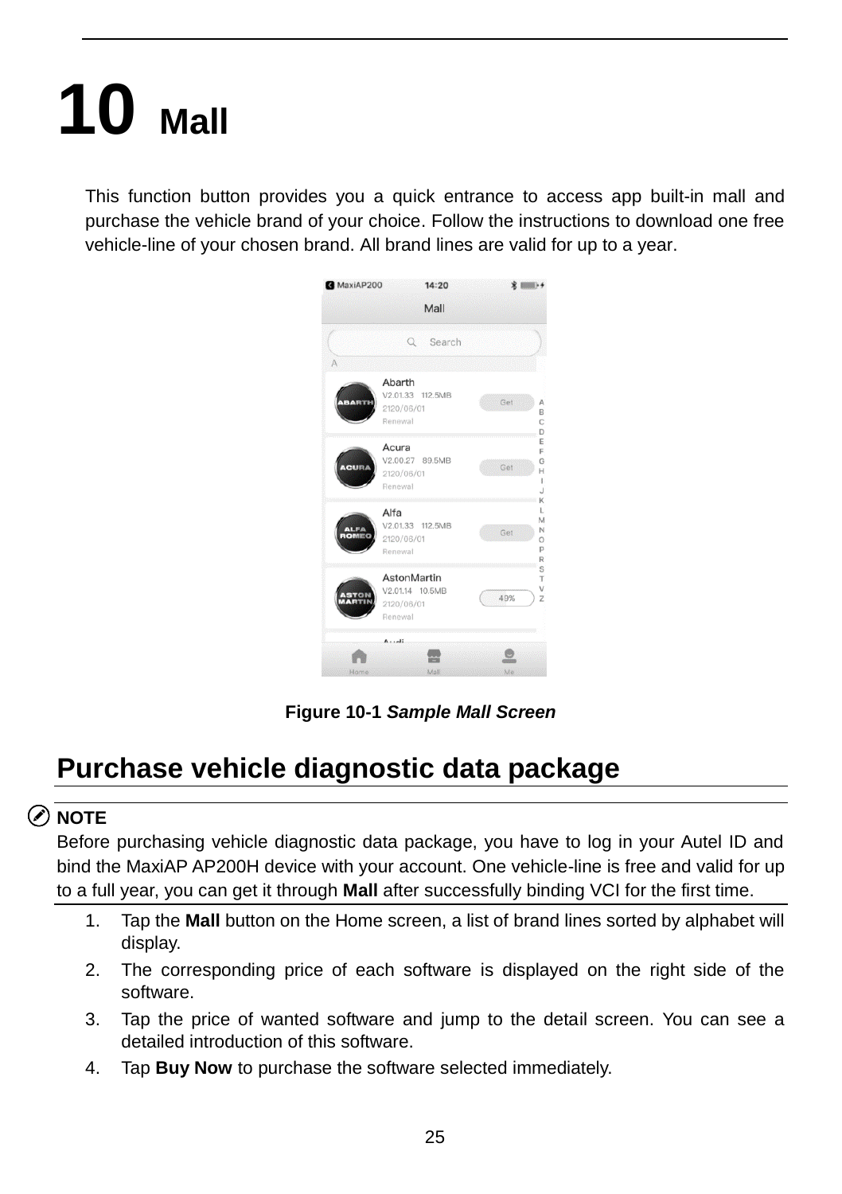# 10 Mall

This function button provides you a quick entrance to access app built-in mall and purchase the vehicle brand of your choice. Follow the instructions to download one free vehicle-line of your chosen brand. All brand lines are valid for up to a year.

Figure 10-1 *Sample Mall Screen*

## Purchase vehicle diagnostic data package

**NOTE**

Before purchasing vehicle diagnostic data package, you have to log in your Autel ID and bind the MaxiAP AP200H device with your account. One vehicle-line is free and valid for up to a full year, you can get it through **Mall** after successfully binding VCI for the first time.

1. Tap the **Mall** button on the Home screen, a list of brand lines sorted by alphabet will display.
2. The corresponding price of each software is displayed on the right side of the software.
3. Tap the price of wanted software and jump to the detail screen. You can see a detailed introduction of this software.
4. Tap **Buy Now** to purchase the software selected immediately.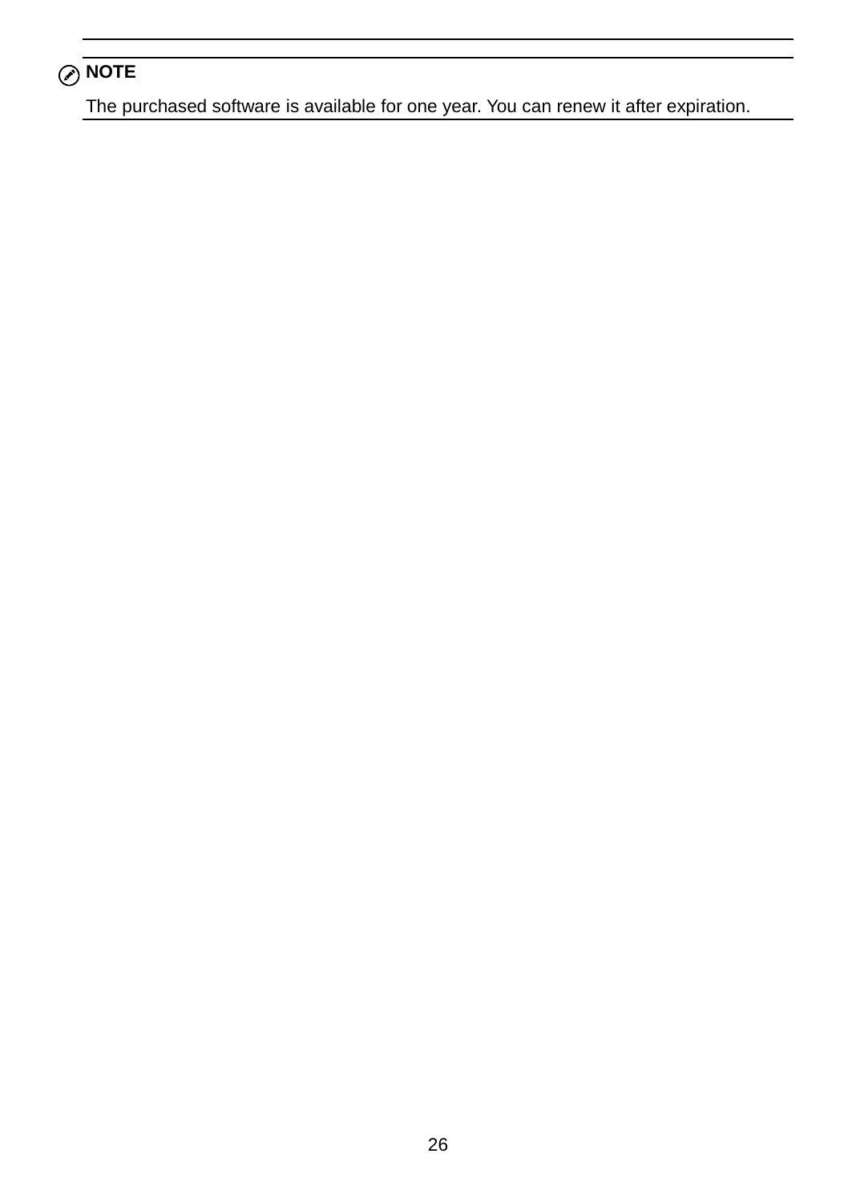**NOTE**

The purchased software is available for one year. You can renew it after expiration.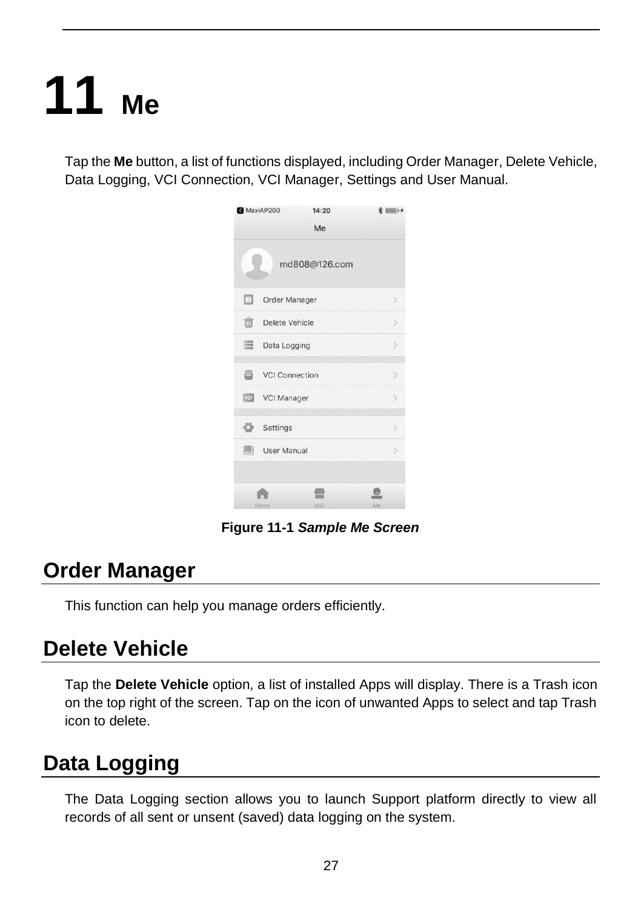# 11 Me

Tap the **Me** button, a list of functions displayed, including Order Manager, Delete Vehicle, Data Logging, VCI Connection, VCI Manager, Settings and User Manual.

**Figure 11-1** ***Sample Me Screen***

## Order Manager

This function can help you manage orders efficiently.

## Delete Vehicle

Tap the **Delete Vehicle** option, a list of installed Apps will display. There is a Trash icon on the top right of the screen. Tap on the icon of unwanted Apps to select and tap Trash icon to delete.

## Data Logging

The Data Logging section allows you to launch Support platform directly to view all records of all sent or unsent (saved) data logging on the system.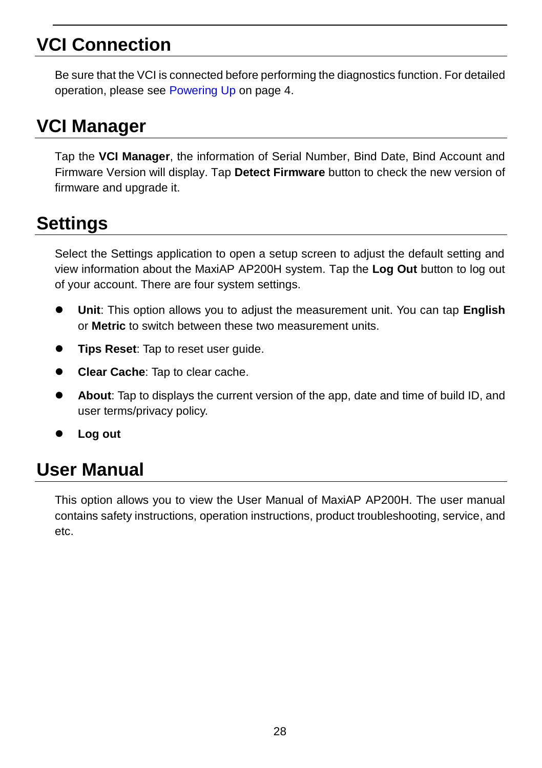## VCI Connection

Be sure that the VCI is connected before performing the diagnostics function. For detailed operation, please see Powering Up on page 4.

## VCI Manager

Tap the **VCI Manager**, the information of Serial Number, Bind Date, Bind Account and Firmware Version will display. Tap **Detect Firmware** button to check the new version of firmware and upgrade it.

## Settings

Select the Settings application to open a setup screen to adjust the default setting and view information about the MaxiAP AP200H system. Tap the **Log Out** button to log out of your account. There are four system settings.

- **Unit**: This option allows you to adjust the measurement unit. You can tap **English** or **Metric** to switch between these two measurement units.
- **Tips Reset**: Tap to reset user guide.
- **Clear Cache**: Tap to clear cache.
- **About**: Tap to displays the current version of the app, date and time of build ID, and user terms/privacy policy.
- **Log out**

## User Manual

This option allows you to view the User Manual of MaxiAP AP200H. The user manual contains safety instructions, operation instructions, product troubleshooting, service, and etc.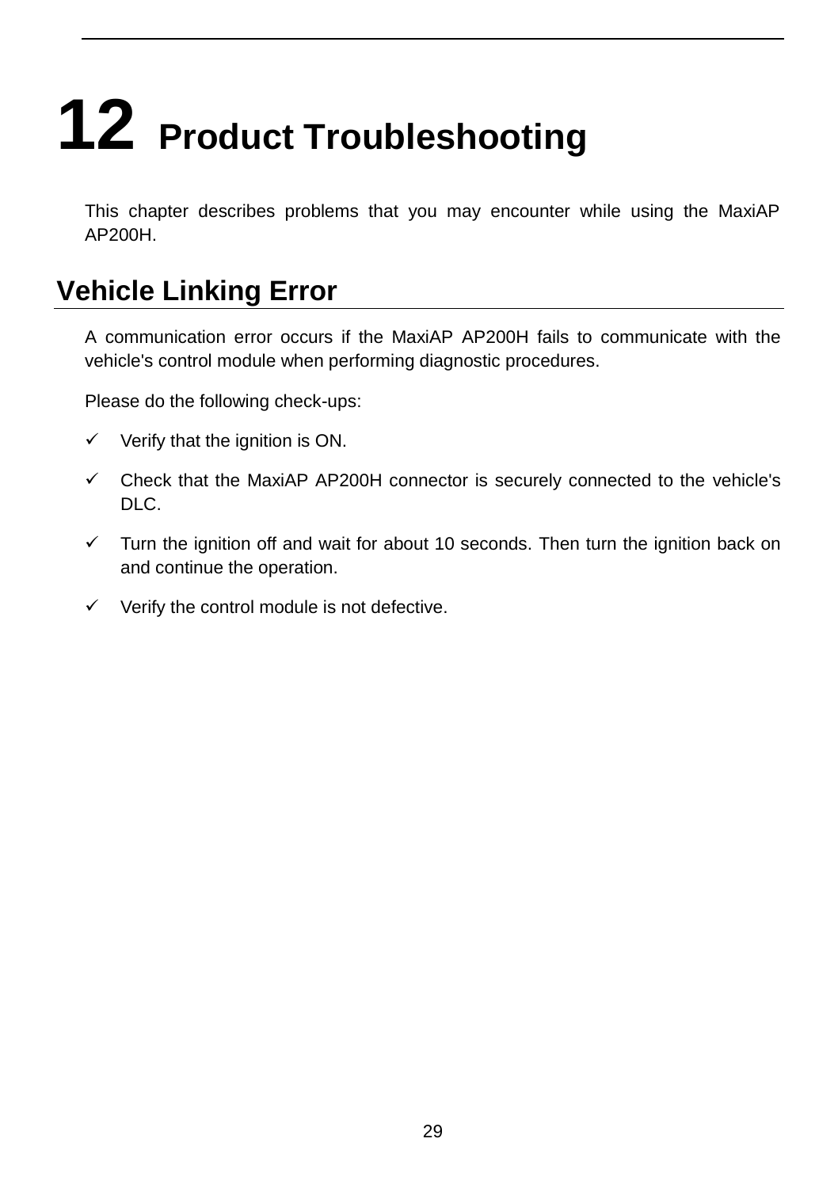# 12 Product Troubleshooting

This chapter describes problems that you may encounter while using the MaxiAP AP200H.

## Vehicle Linking Error

A communication error occurs if the MaxiAP AP200H fails to communicate with the vehicle's control module when performing diagnostic procedures.

Please do the following check-ups:

- ✓ Verify that the ignition is ON.
- ✓ Check that the MaxiAP AP200H connector is securely connected to the vehicle's DLC.
- ✓ Turn the ignition off and wait for about 10 seconds. Then turn the ignition back on and continue the operation.
- ✓ Verify the control module is not defective.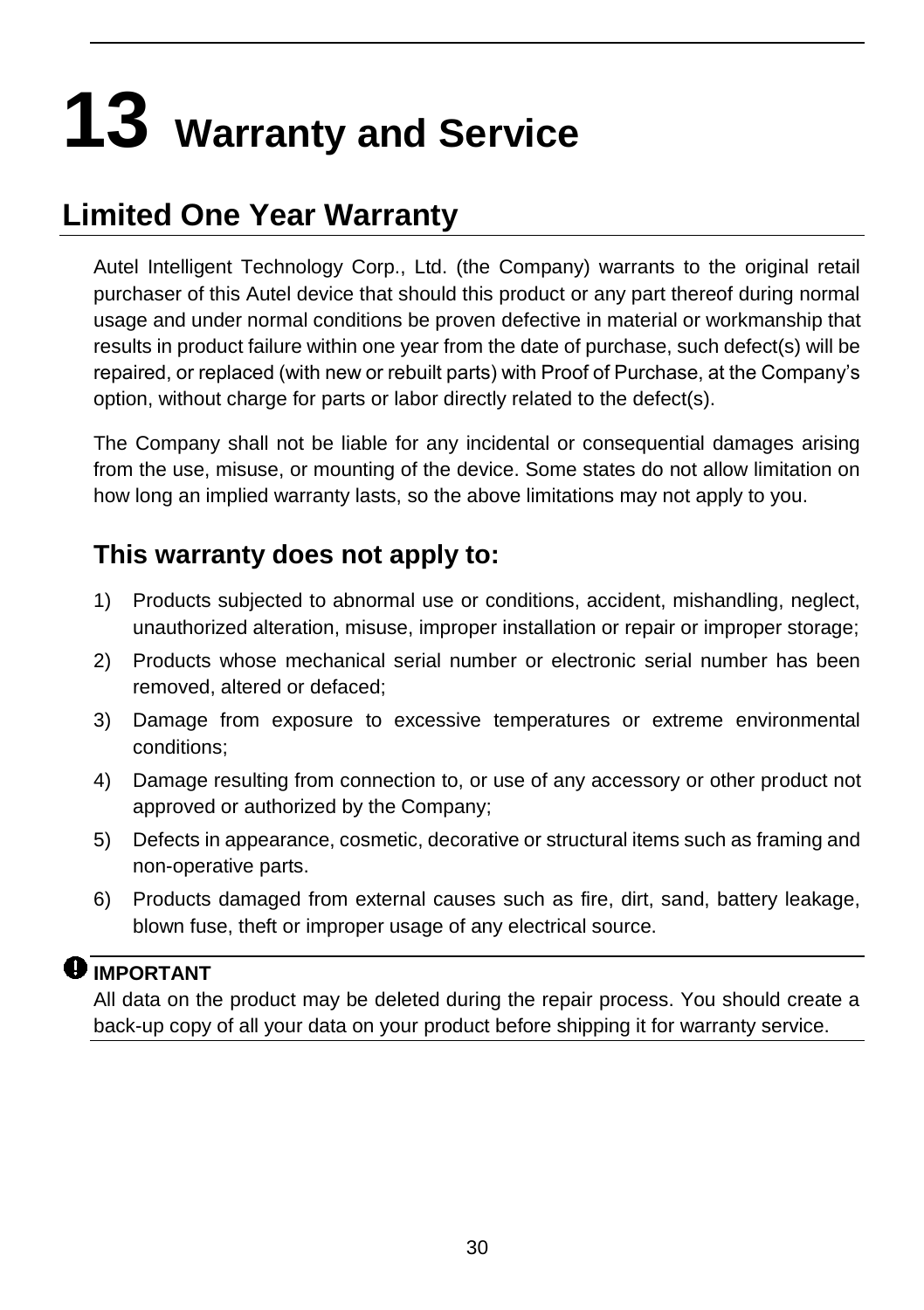# 13 Warranty and Service

## Limited One Year Warranty

Autel Intelligent Technology Corp., Ltd. (the Company) warrants to the original retail purchaser of this Autel device that should this product or any part thereof during normal usage and under normal conditions be proven defective in material or workmanship that results in product failure within one year from the date of purchase, such defect(s) will be repaired, or replaced (with new or rebuilt parts) with Proof of Purchase, at the Company's option, without charge for parts or labor directly related to the defect(s).

The Company shall not be liable for any incidental or consequential damages arising from the use, misuse, or mounting of the device. Some states do not allow limitation on how long an implied warranty lasts, so the above limitations may not apply to you.

### This warranty does not apply to:

1) Products subjected to abnormal use or conditions, accident, mishandling, neglect, unauthorized alteration, misuse, improper installation or repair or improper storage;
2) Products whose mechanical serial number or electronic serial number has been removed, altered or defaced;
3) Damage from exposure to excessive temperatures or extreme environmental conditions;
4) Damage resulting from connection to, or use of any accessory or other product not approved or authorized by the Company;
5) Defects in appearance, cosmetic, decorative or structural items such as framing and non-operative parts.
6) Products damaged from external causes such as fire, dirt, sand, battery leakage, blown fuse, theft or improper usage of any electrical source.

**IMPORTANT**

All data on the product may be deleted during the repair process. You should create a back-up copy of all your data on your product before shipping it for warranty service.